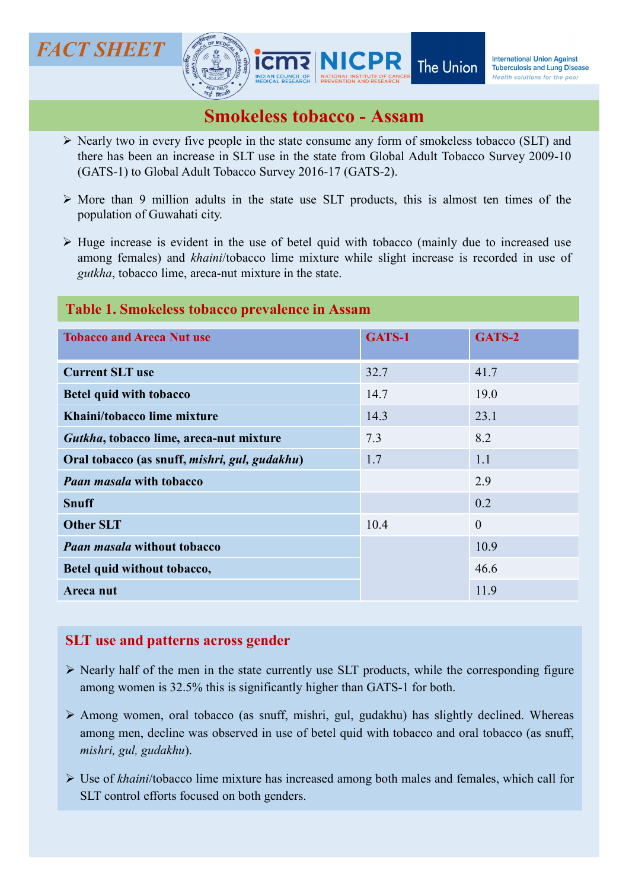FACT SHEET

# Smokeless tobacco - Assam

- Nearly two in every five people in the state consume any form of smokeless tobacco (SLT) and there has been an increase in SLT use in the state from Global Adult Tobacco Survey 2009-10 (GATS-1) to Global Adult Tobacco Survey 2016-17 (GATS-2).
- More than 9 million adults in the state use SLT products, this is almost ten times of the population of Guwahati city.
- Huge increase is evident in the use of betel quid with tobacco (mainly due to increased use among females) and *khaini*/tobacco lime mixture while slight increase is recorded in use of *gutkha*, tobacco lime, areca-nut mixture in the state.

## Table 1. Smokeless tobacco prevalence in Assam

| Tobacco and Areca Nut use | GATS-1 | GATS-2 |
|---|---|---|
| **Current SLT use** | 32.7 | 41.7 |
| **Betel quid with tobacco** | 14.7 | 19.0 |
| **Khaini/tobacco lime mixture** | 14.3 | 23.1 |
| ***Gutkha*, tobacco lime, areca-nut mixture** | 7.3 | 8.2 |
| **Oral tobacco (as snuff, *mishri, gul, gudakhu*)** | 1.7 | 1.1 |
| ***Paan masala* with tobacco** | | 2.9 |
| **Snuff** | | 0.2 |
| **Other SLT** | 10.4 | 0 |
| ***Paan masala* without tobacco** | | 10.9 |
| **Betel quid without tobacco,** | | 46.6 |
| **Areca nut** | | 11.9 |

## SLT use and patterns across gender

- Nearly half of the men in the state currently use SLT products, while the corresponding figure among women is 32.5% this is significantly higher than GATS-1 for both.
- Among women, oral tobacco (as snuff, mishri, gul, gudakhu) has slightly declined. Whereas among men, decline was observed in use of betel quid with tobacco and oral tobacco (as snuff, *mishri, gul, gudakhu*).
- Use of *khaini*/tobacco lime mixture has increased among both males and females, which call for SLT control efforts focused on both genders.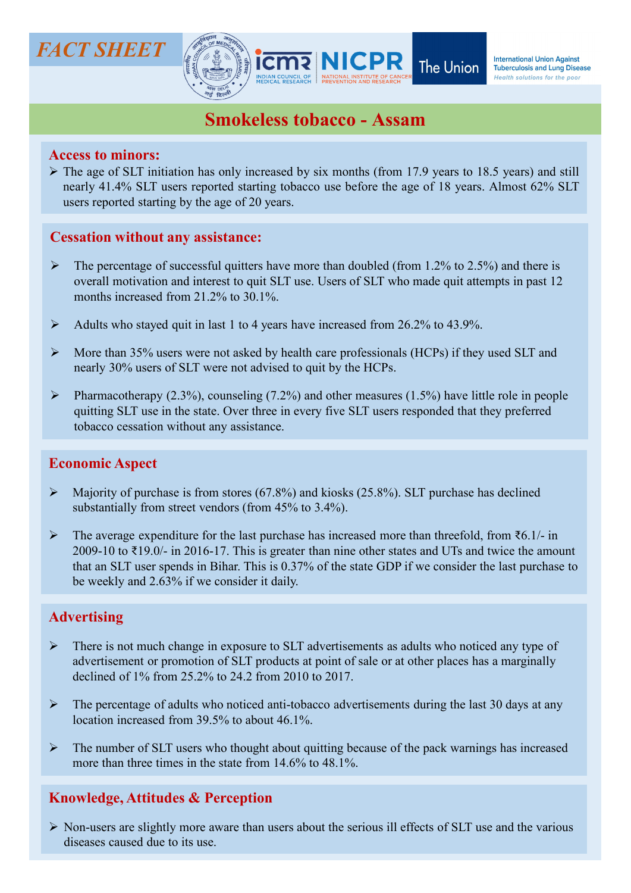FACT SHEET

# Smokeless tobacco - Assam

## Access to minors:

- The age of SLT initiation has only increased by six months (from 17.9 years to 18.5 years) and still nearly 41.4% SLT users reported starting tobacco use before the age of 18 years. Almost 62% SLT users reported starting by the age of 20 years.

## Cessation without any assistance:

- The percentage of successful quitters have more than doubled (from 1.2% to 2.5%) and there is overall motivation and interest to quit SLT use. Users of SLT who made quit attempts in past 12 months increased from 21.2% to 30.1%.
- Adults who stayed quit in last 1 to 4 years have increased from 26.2% to 43.9%.
- More than 35% users were not asked by health care professionals (HCPs) if they used SLT and nearly 30% users of SLT were not advised to quit by the HCPs.
- Pharmacotherapy (2.3%), counseling (7.2%) and other measures (1.5%) have little role in people quitting SLT use in the state. Over three in every five SLT users responded that they preferred tobacco cessation without any assistance.

## Economic Aspect

- Majority of purchase is from stores (67.8%) and kiosks (25.8%). SLT purchase has declined substantially from street vendors (from 45% to 3.4%).
- The average expenditure for the last purchase has increased more than threefold, from ₹6.1/- in 2009-10 to ₹19.0/- in 2016-17. This is greater than nine other states and UTs and twice the amount that an SLT user spends in Bihar. This is 0.37% of the state GDP if we consider the last purchase to be weekly and 2.63% if we consider it daily.

## Advertising

- There is not much change in exposure to SLT advertisements as adults who noticed any type of advertisement or promotion of SLT products at point of sale or at other places has a marginally declined of 1% from 25.2% to 24.2 from 2010 to 2017.
- The percentage of adults who noticed anti-tobacco advertisements during the last 30 days at any location increased from 39.5% to about 46.1%.
- The number of SLT users who thought about quitting because of the pack warnings has increased more than three times in the state from 14.6% to 48.1%.

## Knowledge, Attitudes & Perception

- Non-users are slightly more aware than users about the serious ill effects of SLT use and the various diseases caused due to its use.